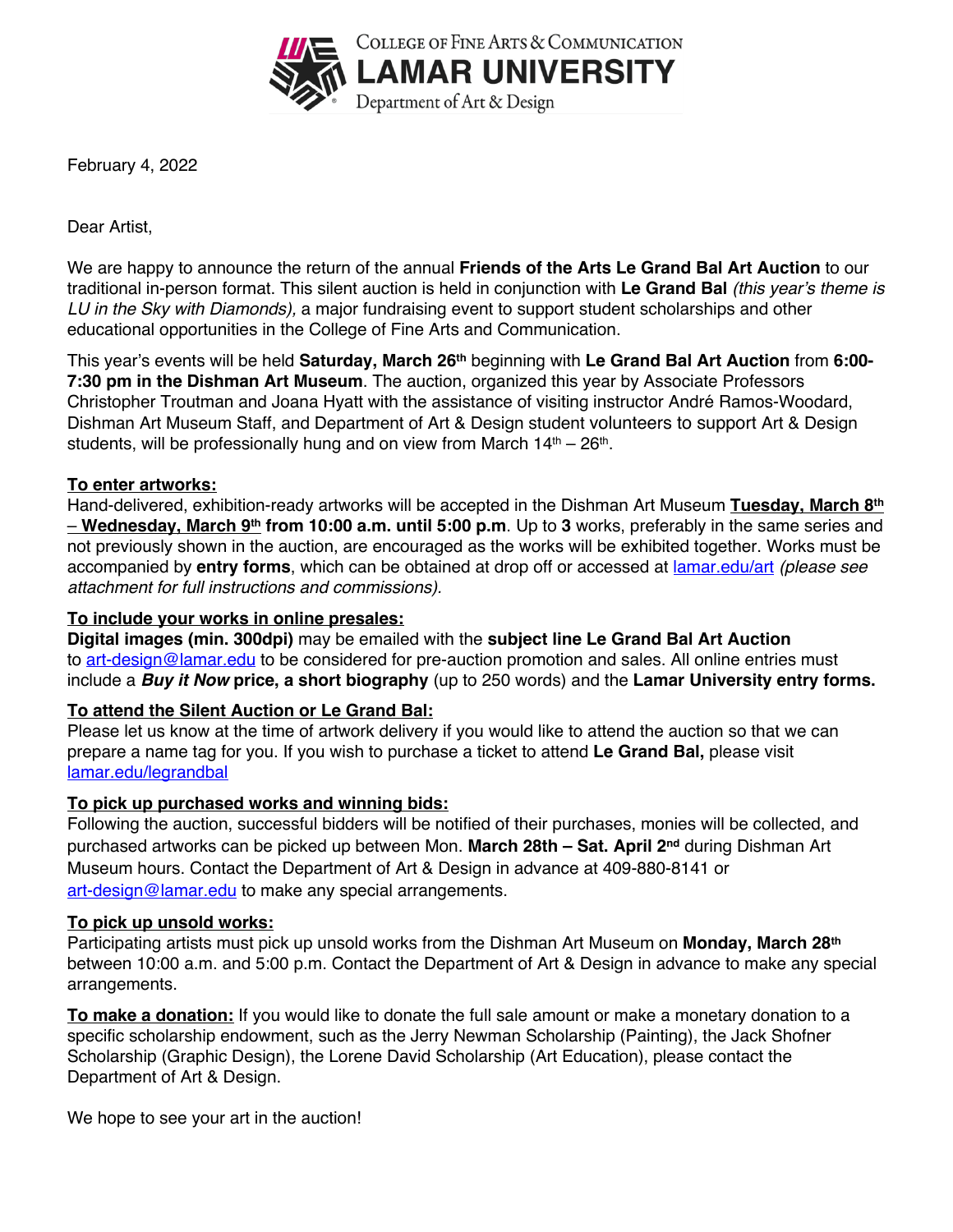COLLEGE OF FINE ARTS & COMMUNICATION
LAMAR UNIVERSITY
Department of Art & Design

February 4, 2022

Dear Artist,

We are happy to announce the return of the annual **Friends of the Arts Le Grand Bal Art Auction** to our traditional in-person format. This silent auction is held in conjunction with **Le Grand Bal** *(this year's theme is LU in the Sky with Diamonds),* a major fundraising event to support student scholarships and other educational opportunities in the College of Fine Arts and Communication.

This year's events will be held **Saturday, March 26th** beginning with **Le Grand Bal Art Auction** from **6:00-7:30 pm in the Dishman Art Museum**. The auction, organized this year by Associate Professors Christopher Troutman and Joana Hyatt with the assistance of visiting instructor André Ramos-Woodard, Dishman Art Museum Staff, and Department of Art & Design student volunteers to support Art & Design students, will be professionally hung and on view from March 14th – 26th.

**To enter artworks:**
Hand-delivered, exhibition-ready artworks will be accepted in the Dishman Art Museum **Tuesday, March 8th – Wednesday, March 9th from 10:00 a.m. until 5:00 p.m**. Up to **3** works, preferably in the same series and not previously shown in the auction, are encouraged as the works will be exhibited together. Works must be accompanied by **entry forms**, which can be obtained at drop off or accessed at lamar.edu/art *(please see attachment for full instructions and commissions).*

**To include your works in online presales:**
**Digital images (min. 300dpi)** may be emailed with the **subject line Le Grand Bal Art Auction** to art-design@lamar.edu to be considered for pre-auction promotion and sales. All online entries must include a ***Buy it Now* price, a short biography** (up to 250 words) and the **Lamar University entry forms.**

**To attend the Silent Auction or Le Grand Bal:**
Please let us know at the time of artwork delivery if you would like to attend the auction so that we can prepare a name tag for you. If you wish to purchase a ticket to attend **Le Grand Bal,** please visit lamar.edu/legrandbal

**To pick up purchased works and winning bids:**
Following the auction, successful bidders will be notified of their purchases, monies will be collected, and purchased artworks can be picked up between Mon. **March 28th – Sat. April 2nd** during Dishman Art Museum hours. Contact the Department of Art & Design in advance at 409-880-8141 or art-design@lamar.edu to make any special arrangements.

**To pick up unsold works:**
Participating artists must pick up unsold works from the Dishman Art Museum on **Monday, March 28th** between 10:00 a.m. and 5:00 p.m. Contact the Department of Art & Design in advance to make any special arrangements.

**To make a donation:** If you would like to donate the full sale amount or make a monetary donation to a specific scholarship endowment, such as the Jerry Newman Scholarship (Painting), the Jack Shofner Scholarship (Graphic Design), the Lorene David Scholarship (Art Education), please contact the Department of Art & Design.

We hope to see your art in the auction!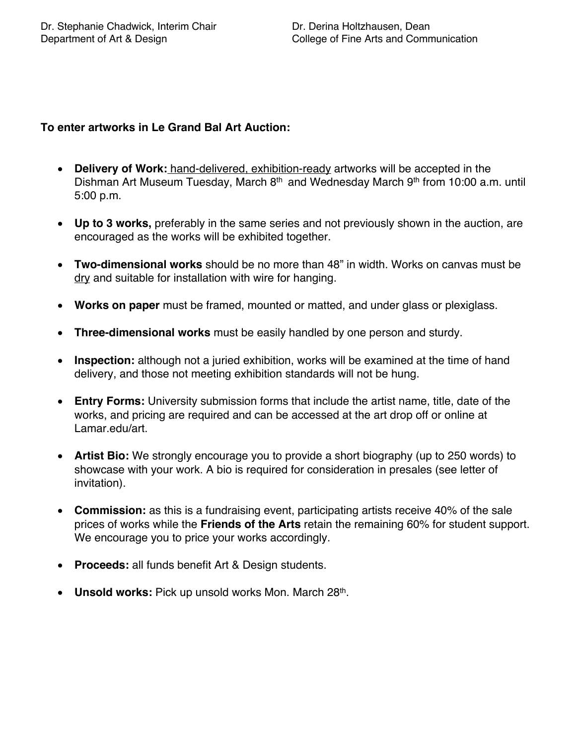Dr. Stephanie Chadwick, Interim Chair
Department of Art & Design

Dr. Derina Holtzhausen, Dean
College of Fine Arts and Communication

**To enter artworks in Le Grand Bal Art Auction:**

- **Delivery of Work:** hand-delivered, exhibition-ready artworks will be accepted in the Dishman Art Museum Tuesday, March 8th and Wednesday March 9th from 10:00 a.m. until 5:00 p.m.
- **Up to 3 works,** preferably in the same series and not previously shown in the auction, are encouraged as the works will be exhibited together.
- **Two-dimensional works** should be no more than 48" in width. Works on canvas must be dry and suitable for installation with wire for hanging.
- **Works on paper** must be framed, mounted or matted, and under glass or plexiglass.
- **Three-dimensional works** must be easily handled by one person and sturdy.
- **Inspection:** although not a juried exhibition, works will be examined at the time of hand delivery, and those not meeting exhibition standards will not be hung.
- **Entry Forms:** University submission forms that include the artist name, title, date of the works, and pricing are required and can be accessed at the art drop off or online at Lamar.edu/art.
- **Artist Bio:** We strongly encourage you to provide a short biography (up to 250 words) to showcase with your work. A bio is required for consideration in presales (see letter of invitation).
- **Commission:** as this is a fundraising event, participating artists receive 40% of the sale prices of works while the **Friends of the Arts** retain the remaining 60% for student support. We encourage you to price your works accordingly.
- **Proceeds:** all funds benefit Art & Design students.
- **Unsold works:** Pick up unsold works Mon. March 28th.